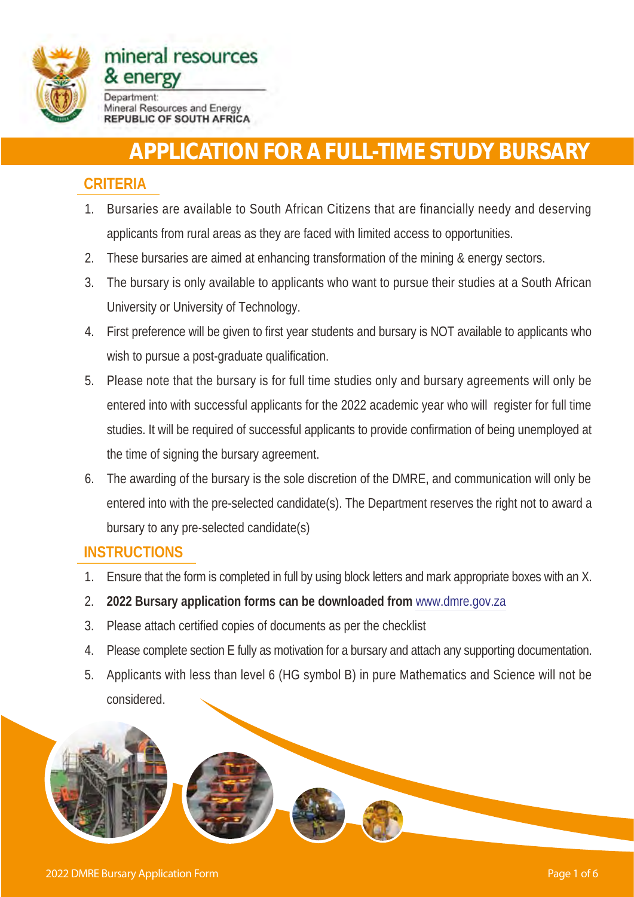mineral resources & energy

Department:
Mineral Resources and Energy
REPUBLIC OF SOUTH AFRICA

# APPLICATION FOR A FULL-TIME STUDY BURSARY

## CRITERIA

1. Bursaries are available to South African Citizens that are financially needy and deserving applicants from rural areas as they are faced with limited access to opportunities.
2. These bursaries are aimed at enhancing transformation of the mining & energy sectors.
3. The bursary is only available to applicants who want to pursue their studies at a South African University or University of Technology.
4. First preference will be given to first year students and bursary is NOT available to applicants who wish to pursue a post-graduate qualification.
5. Please note that the bursary is for full time studies only and bursary agreements will only be entered into with successful applicants for the 2022 academic year who will register for full time studies. It will be required of successful applicants to provide confirmation of being unemployed at the time of signing the bursary agreement.
6. The awarding of the bursary is the sole discretion of the DMRE, and communication will only be entered into with the pre-selected candidate(s). The Department reserves the right not to award a bursary to any pre-selected candidate(s)

## INSTRUCTIONS

1. Ensure that the form is completed in full by using block letters and mark appropriate boxes with an X.
2. **2022 Bursary application forms can be downloaded from** www.dmre.gov.za
3. Please attach certified copies of documents as per the checklist
4. Please complete section E fully as motivation for a bursary and attach any supporting documentation.
5. Applicants with less than level 6 (HG symbol B) in pure Mathematics and Science will not be considered.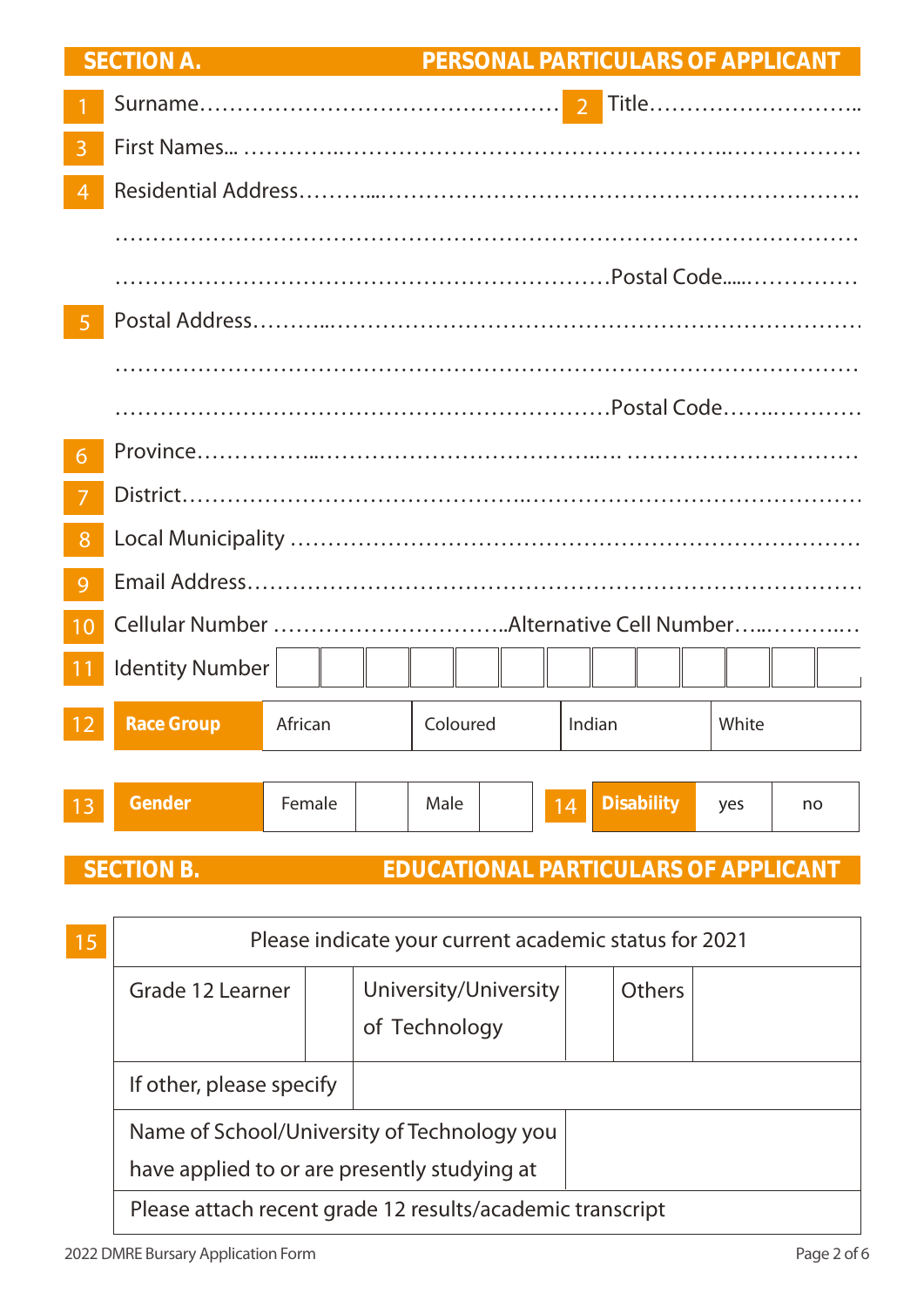## SECTION A. PERSONAL PARTICULARS OF APPLICANT

1 Surname………………………………………… 2 Title………………………..

3 First Names... ……………………………………………………………………

4 Residential Address……….……………………………………………………….

…………………………………………………………………………………………

……………………………………………………………Postal Code……………

5 Postal Address………………………………………………………………………

…………………………………………………………………………………………

……………………………………………………………Postal Code……………

6 Province………………………………………………………………………………

7 District…………………………………………………………………………………

8 Local Municipality ……………………………………………………………………

9 Email Address…………………………………………………………………………

10 Cellular Number …………………………..Alternative Cell Number……………

11 Identity Number

| | | | | | | | | | | | | |
|---|---|---|---|---|---|---|---|---|---|---|---|---|
| | | | | | | | | | | | | |

| 12 | **Race Group** | African | Coloured | Indian | White |
|---|---|---|---|---|---|

| 13 | **Gender** | Female | | Male | | 14 | **Disability** | yes | no |
|---|---|---|---|---|---|---|---|---|---|

## SECTION B. EDUCATIONAL PARTICULARS OF APPLICANT

15

| Please indicate your current academic status for 2021 | | | | | |
|---|---|---|---|---|---|
| Grade 12 Learner | | University/University of Technology | | Others | |
| If other, please specify | | | | | |
| Name of School/University of Technology you have applied to or are presently studying at | | | | | |
| Please attach recent grade 12 results/academic transcript | | | | | |

2022 DMRE Bursary Application Form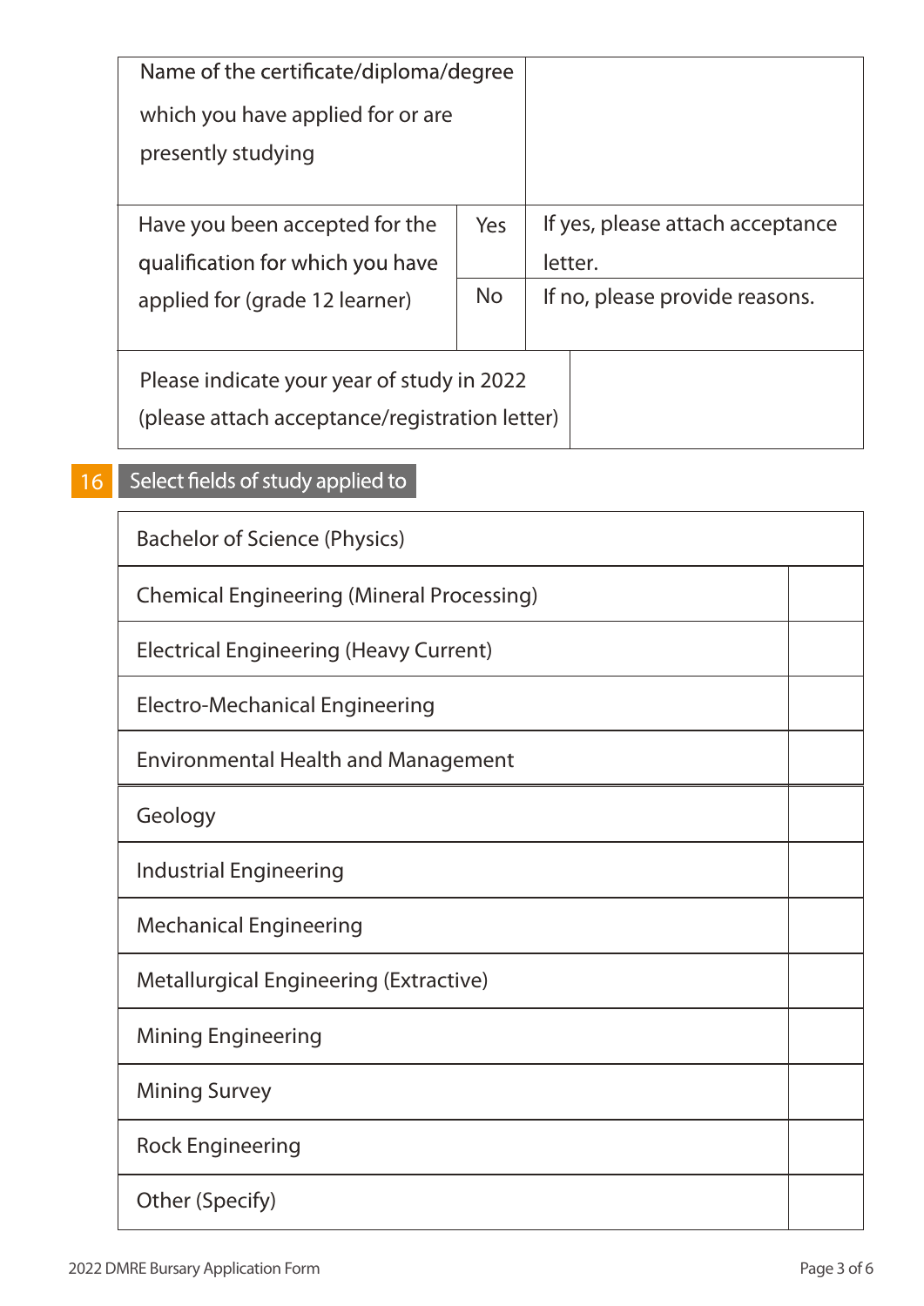| Name of the certificate/diploma/degree which you have applied for or are presently studying | | |
|---|---|---|
| Have you been accepted for the qualification for which you have applied for (grade 12 learner) | Yes | If yes, please attach acceptance letter. |
| | No | If no, please provide reasons. |
| Please indicate your year of study in 2022 (please attach acceptance/registration letter) | | |

## 16 Select fields of study applied to

| Field of study | |
|---|---|
| Bachelor of Science (Physics) | |
| Chemical Engineering (Mineral Processing) | |
| Electrical Engineering (Heavy Current) | |
| Electro-Mechanical Engineering | |
| Environmental Health and Management | |
| Geology | |
| Industrial Engineering | |
| Mechanical Engineering | |
| Metallurgical Engineering (Extractive) | |
| Mining Engineering | |
| Mining Survey | |
| Rock Engineering | |
| Other (Specify) | |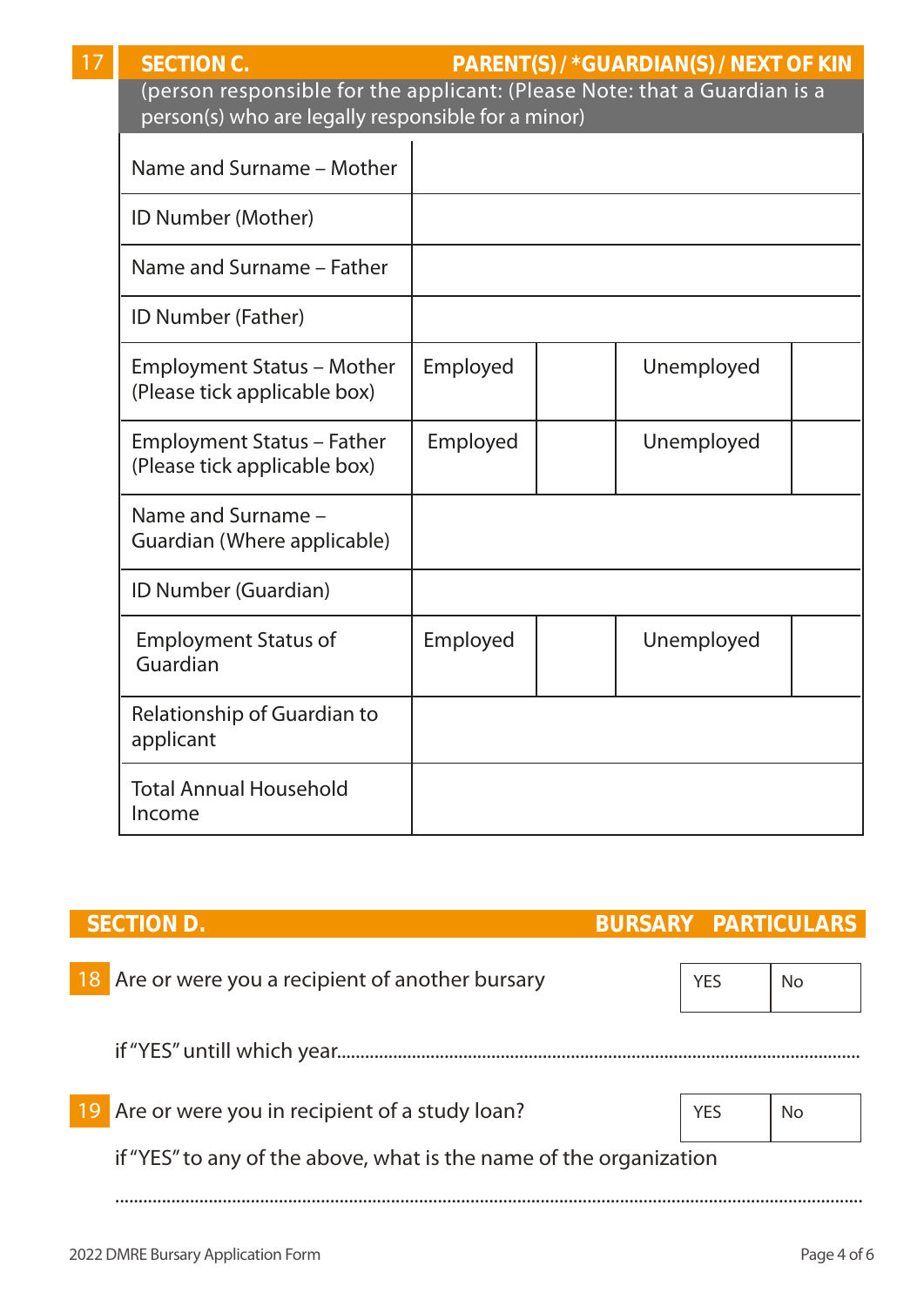**17** **SECTION C. PARENT(S) / *GUARDIAN(S) / NEXT OF KIN**

(person responsible for the applicant: (Please Note: that a Guardian is a person(s) who are legally responsible for a minor)

| | | | | |
|---|---|---|---|---|
| Name and Surname – Mother | | | | |
| ID Number (Mother) | | | | |
| Name and Surname – Father | | | | |
| ID Number (Father) | | | | |
| Employment Status – Mother (Please tick applicable box) | Employed | | Unemployed | |
| Employment Status – Father (Please tick applicable box) | Employed | | Unemployed | |
| Name and Surname – Guardian (Where applicable) | | | | |
| ID Number (Guardian) | | | | |
| Employment Status of Guardian | Employed | | Unemployed | |
| Relationship of Guardian to applicant | | | | |
| Total Annual Household Income | | | | |

## SECTION D. BURSARY PARTICULARS

**18** Are or were you a recipient of another bursary

| YES | No |
|---|---|

if "YES" untill which year.......................................................................................................

**19** Are or were you in recipient of a study loan?

| YES | No |
|---|---|

if "YES" to any of the above, what is the name of the organization

..........................................................................................................................................

2022 DMRE Bursary Application Form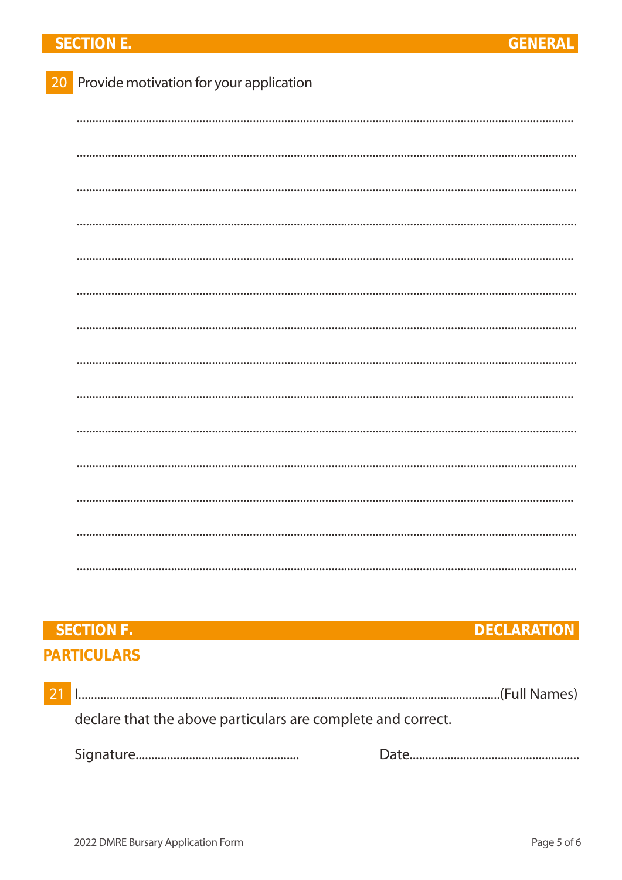## SECTION E. GENERAL

**20** Provide motivation for your application

..........................................................................................................................................................

..........................................................................................................................................................

..........................................................................................................................................................

..........................................................................................................................................................

..........................................................................................................................................................

..........................................................................................................................................................

..........................................................................................................................................................

..........................................................................................................................................................

..........................................................................................................................................................

..........................................................................................................................................................

..........................................................................................................................................................

..........................................................................................................................................................

..........................................................................................................................................................

..........................................................................................................................................................

## SECTION F. DECLARATION

### PARTICULARS

**21** I..........................................................................................................................(Full Names)

declare that the above particulars are complete and correct.

Signature.................................................. Date....................................................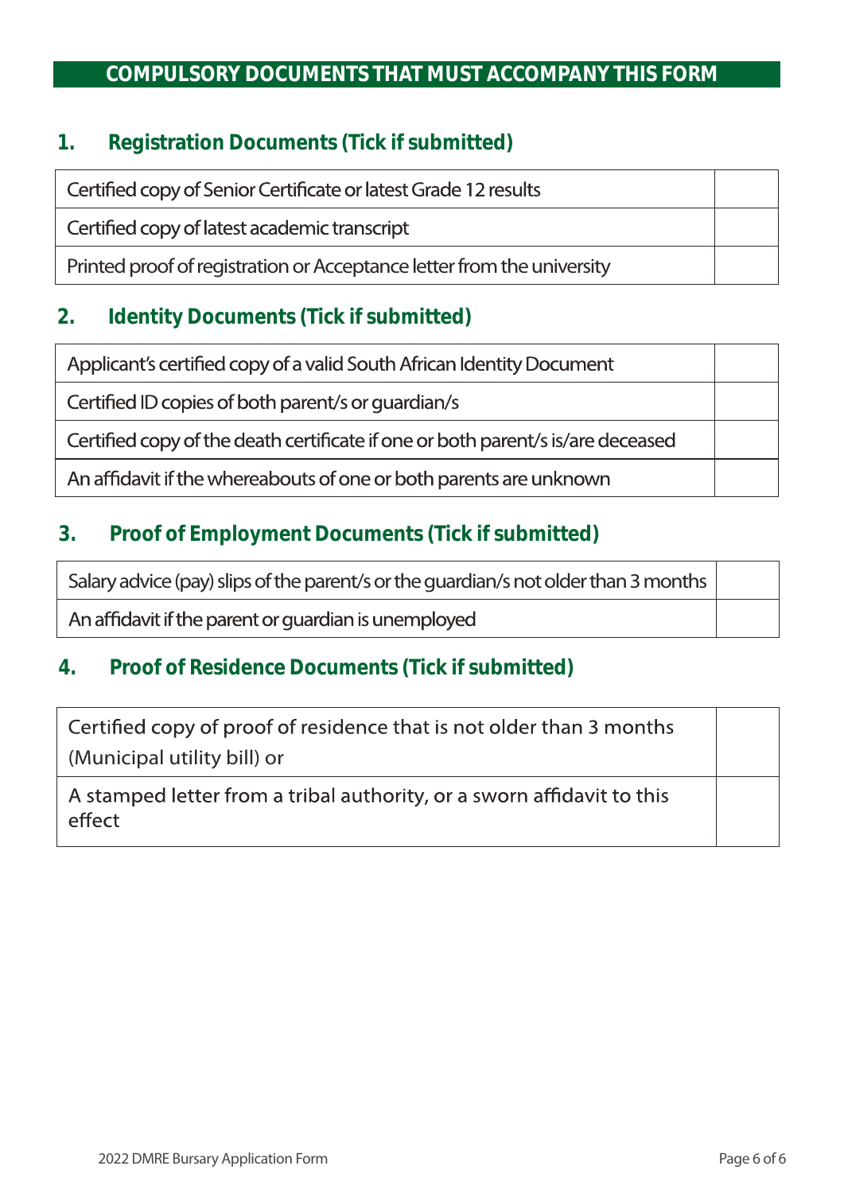# COMPULSORY DOCUMENTS THAT MUST ACCOMPANY THIS FORM

## 1. Registration Documents (Tick if submitted)

| | |
|---|---|
| Certified copy of Senior Certificate or latest Grade 12 results | |
| Certified copy of latest academic transcript | |
| Printed proof of registration or Acceptance letter from the university | |

## 2. Identity Documents (Tick if submitted)

| | |
|---|---|
| Applicant's certified copy of a valid South African Identity Document | |
| Certified ID copies of both parent/s or guardian/s | |
| Certified copy of the death certificate if one or both parent/s is/are deceased | |
| An affidavit if the whereabouts of one or both parents are unknown | |

## 3. Proof of Employment Documents (Tick if submitted)

| | |
|---|---|
| Salary advice (pay) slips of the parent/s or the guardian/s not older than 3 months | |
| An affidavit if the parent or guardian is unemployed | |

## 4. Proof of Residence Documents (Tick if submitted)

| | |
|---|---|
| Certified copy of proof of residence that is not older than 3 months (Municipal utility bill) or | |
| A stamped letter from a tribal authority, or a sworn affidavit to this effect | |